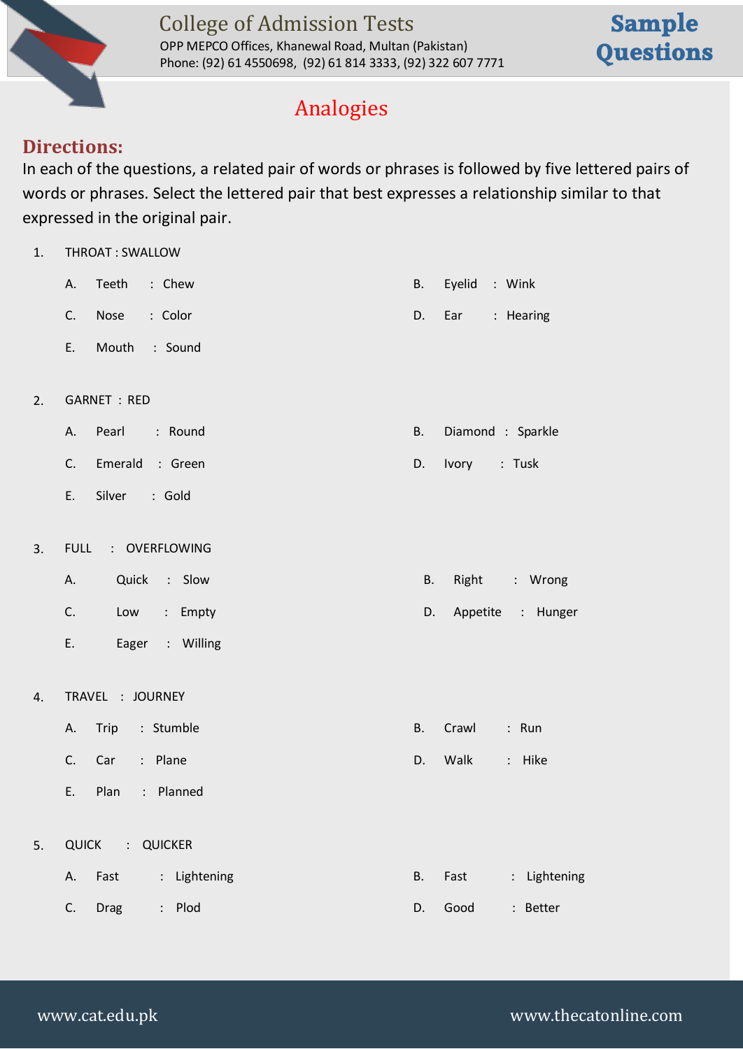# Analogies

## Directions:

In each of the questions, a related pair of words or phrases is followed by five lettered pairs of words or phrases. Select the lettered pair that best expresses a relationship similar to that expressed in the original pair.

1. THROAT : SWALLOW

   A. Teeth : Chew
   B. Eyelid : Wink
   C. Nose : Color
   D. Ear : Hearing
   E. Mouth : Sound

2. GARNET : RED

   A. Pearl : Round
   B. Diamond : Sparkle
   C. Emerald : Green
   D. Ivory : Tusk
   E. Silver : Gold

3. FULL : OVERFLOWING

   A. Quick : Slow
   B. Right : Wrong
   C. Low : Empty
   D. Appetite : Hunger
   E. Eager : Willing

4. TRAVEL : JOURNEY

   A. Trip : Stumble
   B. Crawl : Run
   C. Car : Plane
   D. Walk : Hike
   E. Plan : Planned

5. QUICK : QUICKER

   A. Fast : Lightening
   B. Fast : Lightening
   C. Drag : Plod
   D. Good : Better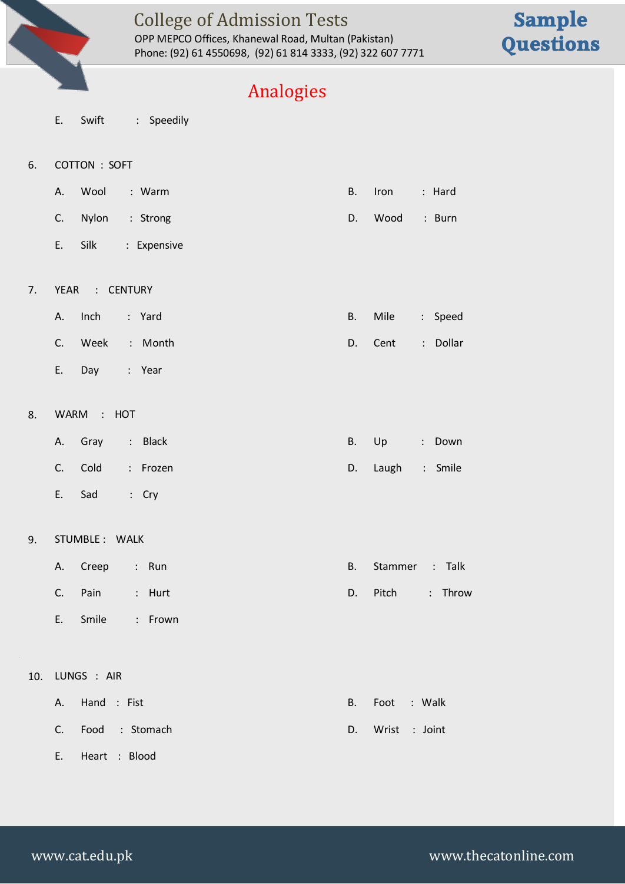## Analogies

E. Swift : Speedily

6. COTTON : SOFT

   A. Wool : Warm
   B. Iron : Hard
   C. Nylon : Strong
   D. Wood : Burn
   E. Silk : Expensive

7. YEAR : CENTURY

   A. Inch : Yard
   B. Mile : Speed
   C. Week : Month
   D. Cent : Dollar
   E. Day : Year

8. WARM : HOT

   A. Gray : Black
   B. Up : Down
   C. Cold : Frozen
   D. Laugh : Smile
   E. Sad : Cry

9. STUMBLE : WALK

   A. Creep : Run
   B. Stammer : Talk
   C. Pain : Hurt
   D. Pitch : Throw
   E. Smile : Frown

10. LUNGS : AIR

   A. Hand : Fist
   B. Foot : Walk
   C. Food : Stomach
   D. Wrist : Joint
   E. Heart : Blood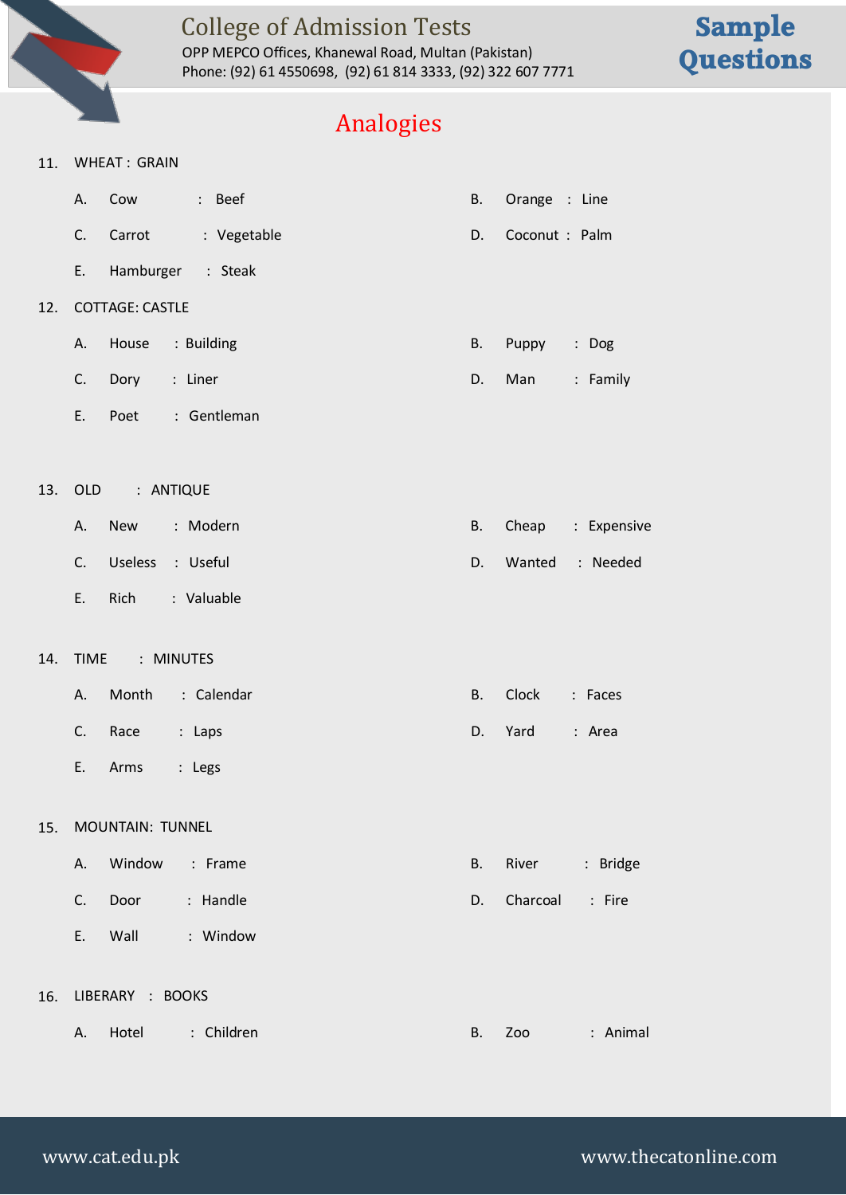# Analogies

11. WHEAT : GRAIN
    - A. Cow : Beef
    - B. Orange : Line
    - C. Carrot : Vegetable
    - D. Coconut : Palm
    - E. Hamburger : Steak

12. COTTAGE: CASTLE
    - A. House : Building
    - B. Puppy : Dog
    - C. Dory : Liner
    - D. Man : Family
    - E. Poet : Gentleman

13. OLD : ANTIQUE
    - A. New : Modern
    - B. Cheap : Expensive
    - C. Useless : Useful
    - D. Wanted : Needed
    - E. Rich : Valuable

14. TIME : MINUTES
    - A. Month : Calendar
    - B. Clock : Faces
    - C. Race : Laps
    - D. Yard : Area
    - E. Arms : Legs

15. MOUNTAIN: TUNNEL
    - A. Window : Frame
    - B. River : Bridge
    - C. Door : Handle
    - D. Charcoal : Fire
    - E. Wall : Window

16. LIBERARY : BOOKS
    - A. Hotel : Children
    - B. Zoo : Animal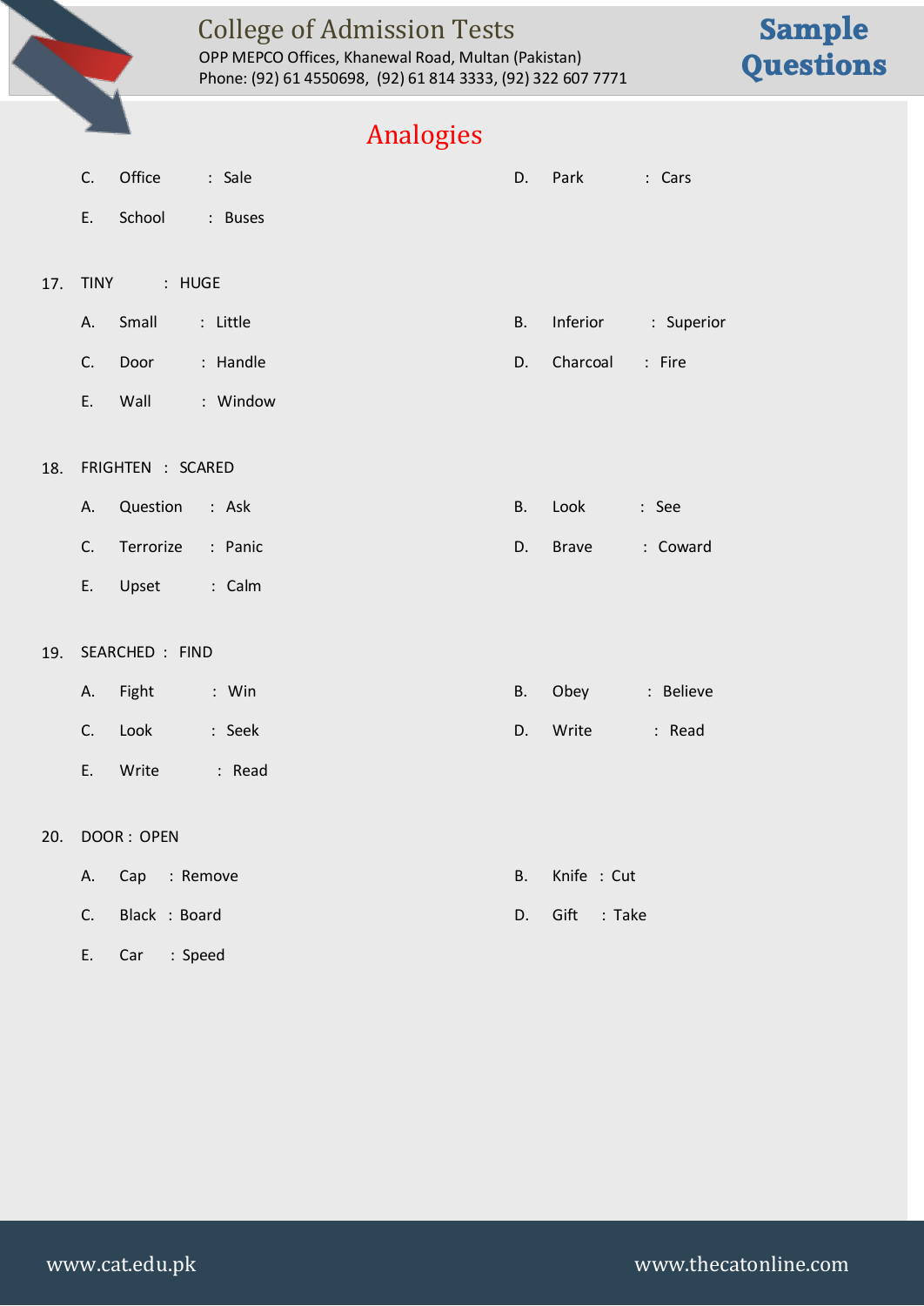## Analogies

C. Office : Sale
D. Park : Cars
E. School : Buses

17. TINY : HUGE
 - A. Small : Little
 - B. Inferior : Superior
 - C. Door : Handle
 - D. Charcoal : Fire
 - E. Wall : Window

18. FRIGHTEN : SCARED
 - A. Question : Ask
 - B. Look : See
 - C. Terrorize : Panic
 - D. Brave : Coward
 - E. Upset : Calm

19. SEARCHED : FIND
 - A. Fight : Win
 - B. Obey : Believe
 - C. Look : Seek
 - D. Write : Read
 - E. Write : Read

20. DOOR : OPEN
 - A. Cap : Remove
 - B. Knife : Cut
 - C. Black : Board
 - D. Gift : Take
 - E. Car : Speed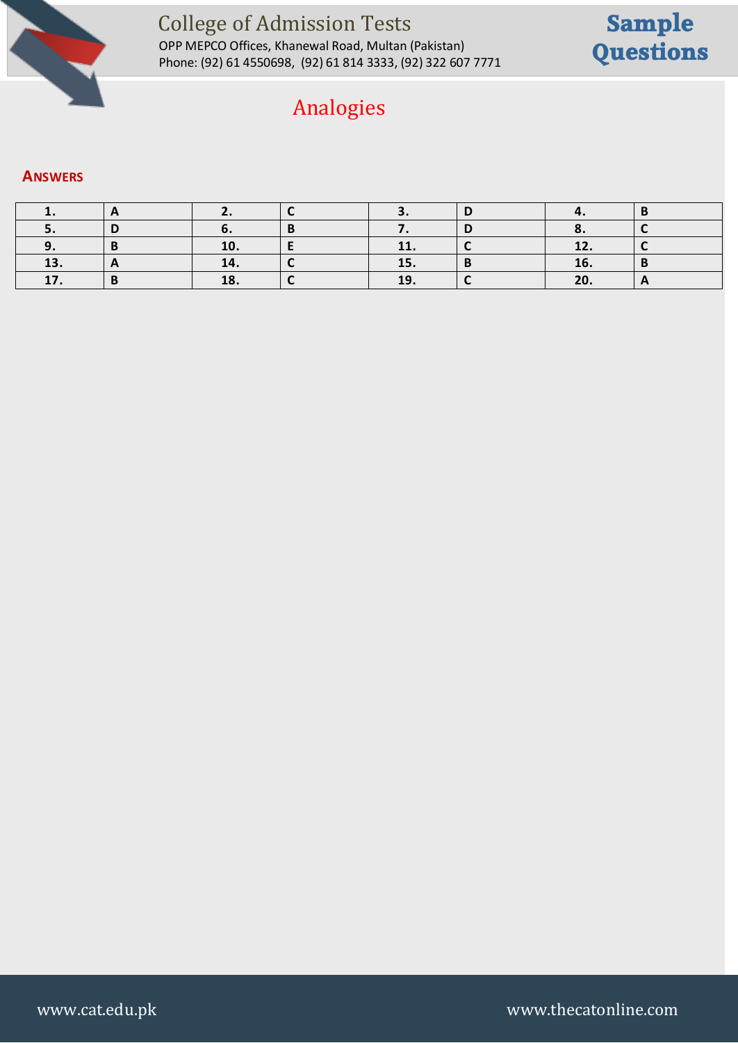# Analogies

## ANSWERS

| | | | | | | | |
|---|---|---|---|---|---|---|---|
| 1. | A | 2. | C | 3. | D | 4. | B |
| 5. | D | 6. | B | 7. | D | 8. | C |
| 9. | B | 10. | E | 11. | C | 12. | C |
| 13. | A | 14. | C | 15. | B | 16. | B |
| 17. | B | 18. | C | 19. | C | 20. | A |